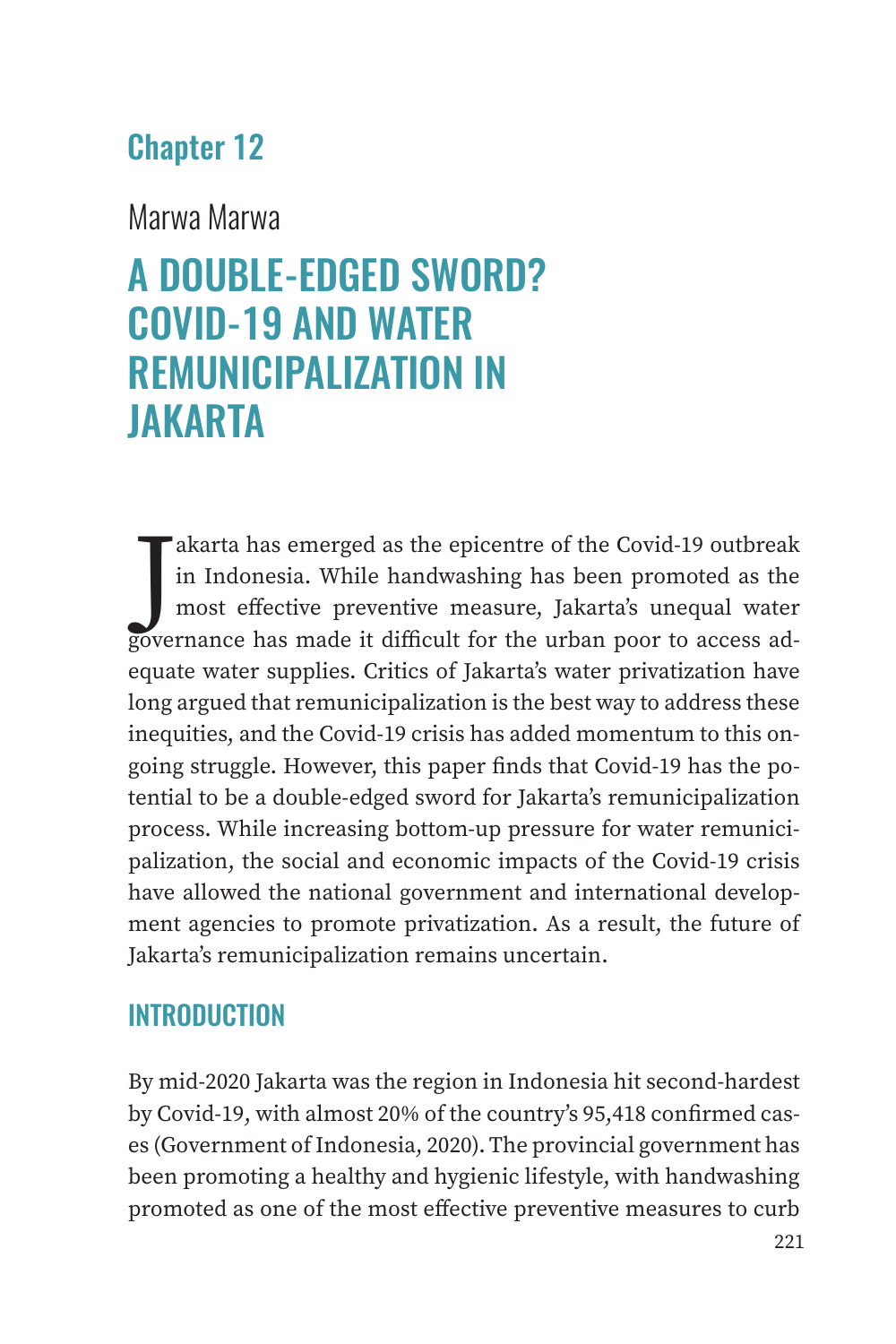## Chapter 12

Marwa Marwa

# A DOUBLE-EDGED SWORD? COVID-19 AND WATER REMUNICIPALIZATION IN JAKARTA

Jakarta has emerged as the epicentre of the Covid-19 outbreak in Indonesia. While handwashing has been promoted as the most effective preventive measure, Jakarta's unequal water governance has made it difficult for the urban poor to access adequate water supplies. Critics of Jakarta's water privatization have long argued that remunicipalization is the best way to address these inequities, and the Covid-19 crisis has added momentum to this ongoing struggle. However, this paper finds that Covid-19 has the potential to be a double-edged sword for Jakarta's remunicipalization process. While increasing bottom-up pressure for water remunicipalization, the social and economic impacts of the Covid-19 crisis have allowed the national government and international development agencies to promote privatization. As a result, the future of Jakarta's remunicipalization remains uncertain.

## INTRODUCTION

By mid-2020 Jakarta was the region in Indonesia hit second-hardest by Covid-19, with almost 20% of the country's 95,418 confirmed cases (Government of Indonesia, 2020). The provincial government has been promoting a healthy and hygienic lifestyle, with handwashing promoted as one of the most effective preventive measures to curb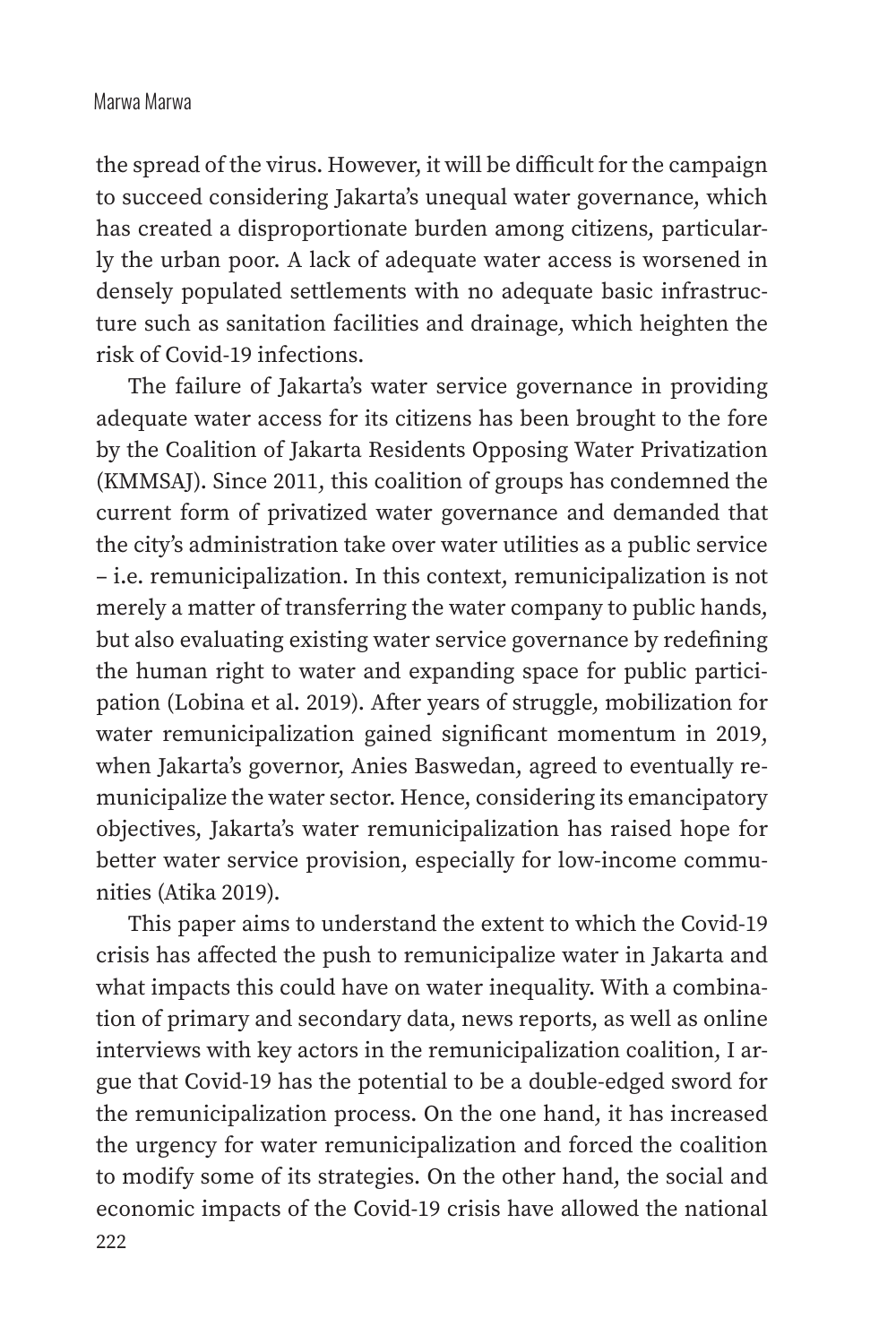the spread of the virus. However, it will be difficult for the campaign to succeed considering Jakarta's unequal water governance, which has created a disproportionate burden among citizens, particularly the urban poor. A lack of adequate water access is worsened in densely populated settlements with no adequate basic infrastructure such as sanitation facilities and drainage, which heighten the risk of Covid-19 infections.

The failure of Jakarta's water service governance in providing adequate water access for its citizens has been brought to the fore by the Coalition of Jakarta Residents Opposing Water Privatization (KMMSAJ). Since 2011, this coalition of groups has condemned the current form of privatized water governance and demanded that the city's administration take over water utilities as a public service – i.e. remunicipalization. In this context, remunicipalization is not merely a matter of transferring the water company to public hands, but also evaluating existing water service governance by redefining the human right to water and expanding space for public participation (Lobina et al. 2019). After years of struggle, mobilization for water remunicipalization gained significant momentum in 2019, when Jakarta's governor, Anies Baswedan, agreed to eventually remunicipalize the water sector. Hence, considering its emancipatory objectives, Jakarta's water remunicipalization has raised hope for better water service provision, especially for low-income communities (Atika 2019).

This paper aims to understand the extent to which the Covid-19 crisis has affected the push to remunicipalize water in Jakarta and what impacts this could have on water inequality. With a combination of primary and secondary data, news reports, as well as online interviews with key actors in the remunicipalization coalition, I argue that Covid-19 has the potential to be a double-edged sword for the remunicipalization process. On the one hand, it has increased the urgency for water remunicipalization and forced the coalition to modify some of its strategies. On the other hand, the social and economic impacts of the Covid-19 crisis have allowed the national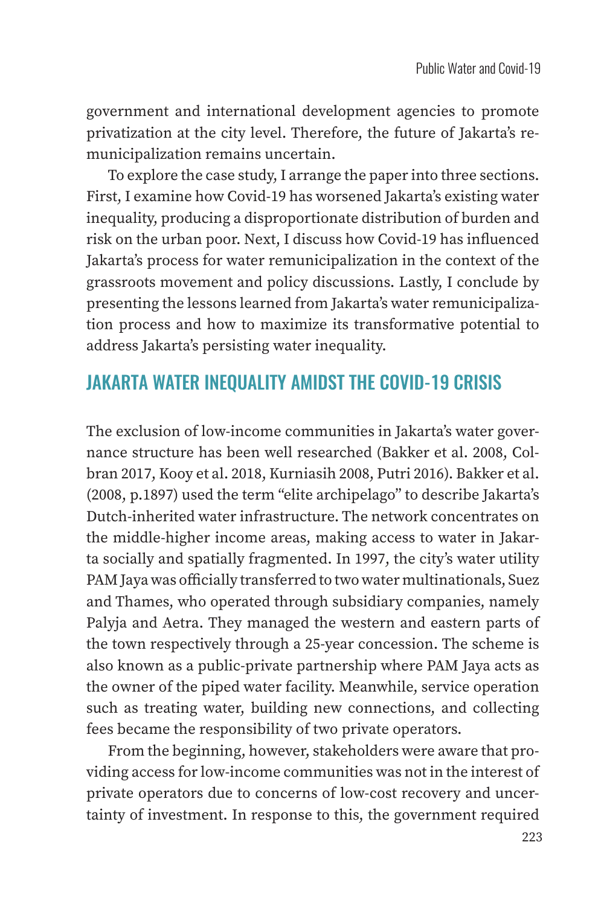government and international development agencies to promote privatization at the city level. Therefore, the future of Jakarta's remunicipalization remains uncertain.

To explore the case study, I arrange the paper into three sections. First, I examine how Covid-19 has worsened Jakarta's existing water inequality, producing a disproportionate distribution of burden and risk on the urban poor. Next, I discuss how Covid-19 has influenced Jakarta's process for water remunicipalization in the context of the grassroots movement and policy discussions. Lastly, I conclude by presenting the lessons learned from Jakarta's water remunicipalization process and how to maximize its transformative potential to address Jakarta's persisting water inequality.

## JAKARTA WATER INEQUALITY AMIDST THE COVID-19 CRISIS

The exclusion of low-income communities in Jakarta's water governance structure has been well researched (Bakker et al. 2008, Colbran 2017, Kooy et al. 2018, Kurniasih 2008, Putri 2016). Bakker et al. (2008, p.1897) used the term "elite archipelago" to describe Jakarta's Dutch-inherited water infrastructure. The network concentrates on the middle-higher income areas, making access to water in Jakarta socially and spatially fragmented. In 1997, the city's water utility PAM Jaya was officially transferred to two water multinationals, Suez and Thames, who operated through subsidiary companies, namely Palyja and Aetra. They managed the western and eastern parts of the town respectively through a 25-year concession. The scheme is also known as a public-private partnership where PAM Jaya acts as the owner of the piped water facility. Meanwhile, service operation such as treating water, building new connections, and collecting fees became the responsibility of two private operators.

From the beginning, however, stakeholders were aware that providing access for low-income communities was not in the interest of private operators due to concerns of low-cost recovery and uncertainty of investment. In response to this, the government required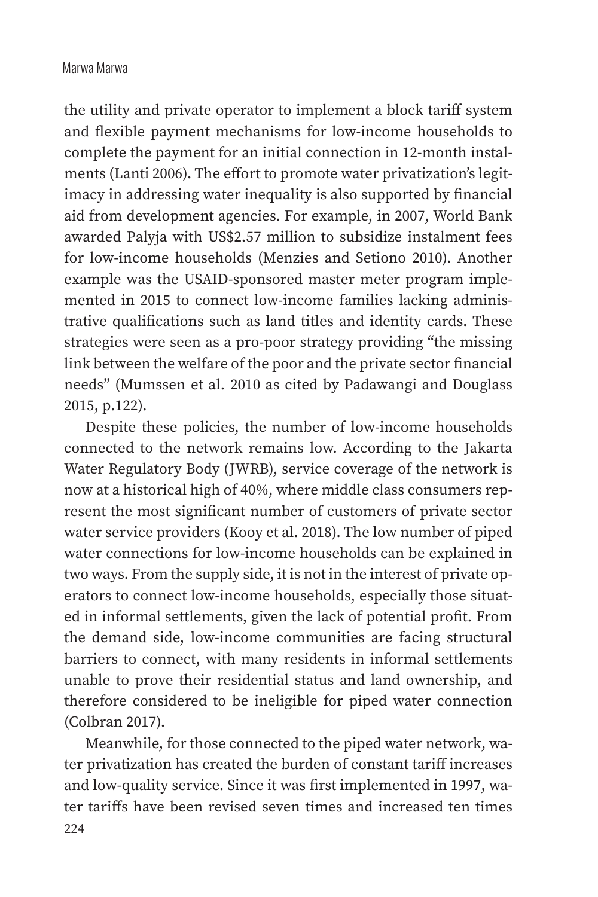the utility and private operator to implement a block tariff system and flexible payment mechanisms for low-income households to complete the payment for an initial connection in 12-month instalments (Lanti 2006). The effort to promote water privatization's legitimacy in addressing water inequality is also supported by financial aid from development agencies. For example, in 2007, World Bank awarded Palyja with US$2.57 million to subsidize instalment fees for low-income households (Menzies and Setiono 2010). Another example was the USAID-sponsored master meter program implemented in 2015 to connect low-income families lacking administrative qualifications such as land titles and identity cards. These strategies were seen as a pro-poor strategy providing "the missing link between the welfare of the poor and the private sector financial needs" (Mumssen et al. 2010 as cited by Padawangi and Douglass 2015, p.122).

Despite these policies, the number of low-income households connected to the network remains low. According to the Jakarta Water Regulatory Body (JWRB), service coverage of the network is now at a historical high of 40%, where middle class consumers represent the most significant number of customers of private sector water service providers (Kooy et al. 2018). The low number of piped water connections for low-income households can be explained in two ways. From the supply side, it is not in the interest of private operators to connect low-income households, especially those situated in informal settlements, given the lack of potential profit. From the demand side, low-income communities are facing structural barriers to connect, with many residents in informal settlements unable to prove their residential status and land ownership, and therefore considered to be ineligible for piped water connection (Colbran 2017).

Meanwhile, for those connected to the piped water network, water privatization has created the burden of constant tariff increases and low-quality service. Since it was first implemented in 1997, water tariffs have been revised seven times and increased ten times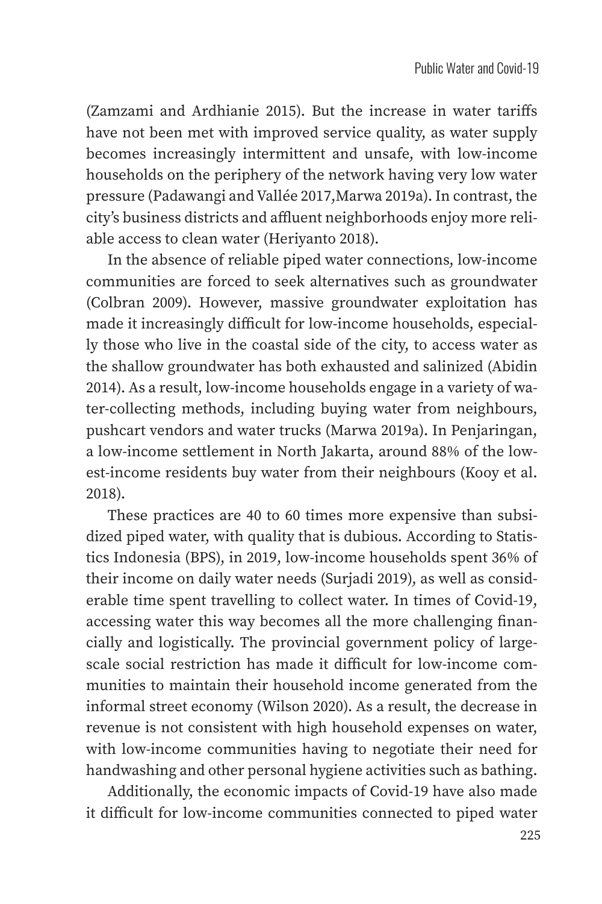(Zamzami and Ardhianie 2015). But the increase in water tariffs have not been met with improved service quality, as water supply becomes increasingly intermittent and unsafe, with low-income households on the periphery of the network having very low water pressure (Padawangi and Vallée 2017,Marwa 2019a). In contrast, the city's business districts and affluent neighborhoods enjoy more reliable access to clean water (Heriyanto 2018).

In the absence of reliable piped water connections, low-income communities are forced to seek alternatives such as groundwater (Colbran 2009). However, massive groundwater exploitation has made it increasingly difficult for low-income households, especially those who live in the coastal side of the city, to access water as the shallow groundwater has both exhausted and salinized (Abidin 2014). As a result, low-income households engage in a variety of water-collecting methods, including buying water from neighbours, pushcart vendors and water trucks (Marwa 2019a). In Penjaringan, a low-income settlement in North Jakarta, around 88% of the lowest-income residents buy water from their neighbours (Kooy et al. 2018).

These practices are 40 to 60 times more expensive than subsidized piped water, with quality that is dubious. According to Statistics Indonesia (BPS), in 2019, low-income households spent 36% of their income on daily water needs (Surjadi 2019), as well as considerable time spent travelling to collect water. In times of Covid-19, accessing water this way becomes all the more challenging financially and logistically. The provincial government policy of large-scale social restriction has made it difficult for low-income communities to maintain their household income generated from the informal street economy (Wilson 2020). As a result, the decrease in revenue is not consistent with high household expenses on water, with low-income communities having to negotiate their need for handwashing and other personal hygiene activities such as bathing.

Additionally, the economic impacts of Covid-19 have also made it difficult for low-income communities connected to piped water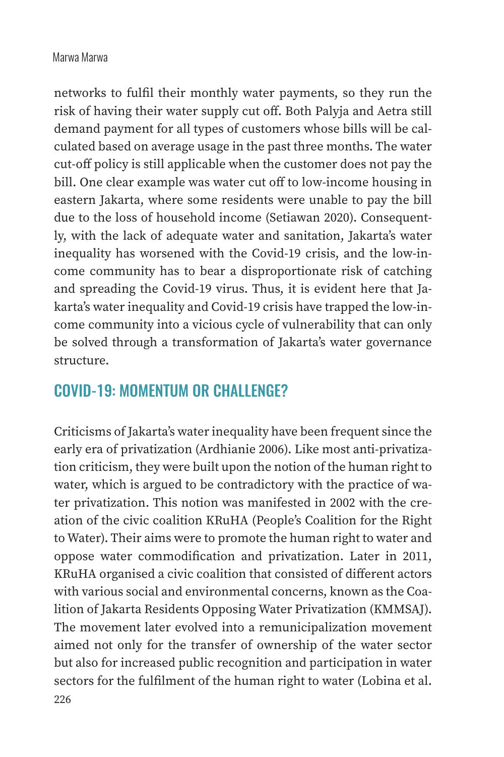networks to fulfil their monthly water payments, so they run the risk of having their water supply cut off. Both Palyja and Aetra still demand payment for all types of customers whose bills will be calculated based on average usage in the past three months. The water cut-off policy is still applicable when the customer does not pay the bill. One clear example was water cut off to low-income housing in eastern Jakarta, where some residents were unable to pay the bill due to the loss of household income (Setiawan 2020). Consequently, with the lack of adequate water and sanitation, Jakarta's water inequality has worsened with the Covid-19 crisis, and the low-income community has to bear a disproportionate risk of catching and spreading the Covid-19 virus. Thus, it is evident here that Jakarta's water inequality and Covid-19 crisis have trapped the low-income community into a vicious cycle of vulnerability that can only be solved through a transformation of Jakarta's water governance structure.

## COVID-19: MOMENTUM OR CHALLENGE?

Criticisms of Jakarta's water inequality have been frequent since the early era of privatization (Ardhianie 2006). Like most anti-privatization criticism, they were built upon the notion of the human right to water, which is argued to be contradictory with the practice of water privatization. This notion was manifested in 2002 with the creation of the civic coalition KRuHA (People's Coalition for the Right to Water). Their aims were to promote the human right to water and oppose water commodification and privatization. Later in 2011, KRuHA organised a civic coalition that consisted of different actors with various social and environmental concerns, known as the Coalition of Jakarta Residents Opposing Water Privatization (KMMSAJ). The movement later evolved into a remunicipalization movement aimed not only for the transfer of ownership of the water sector but also for increased public recognition and participation in water sectors for the fulfilment of the human right to water (Lobina et al.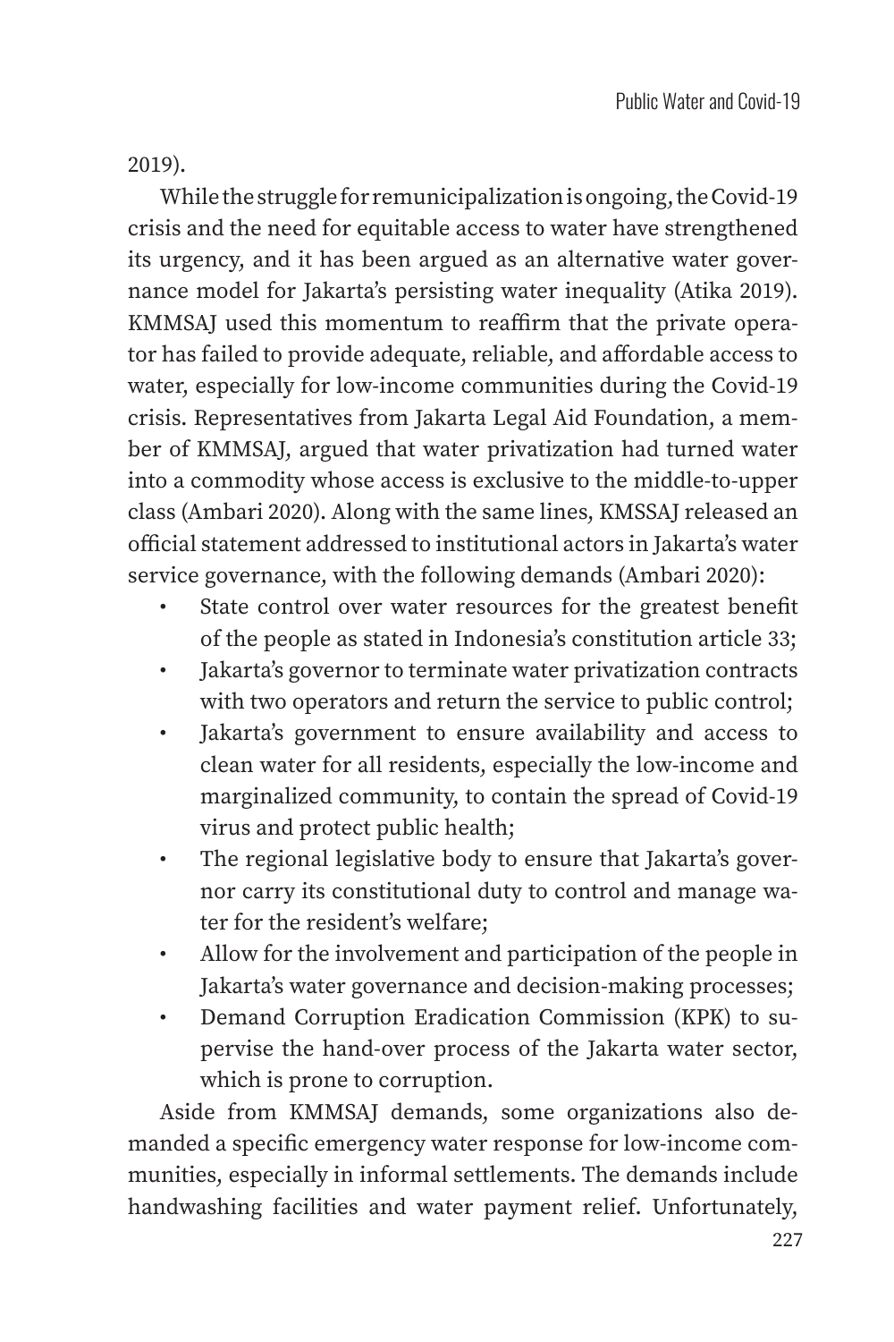2019).

While the struggle for remunicipalization is ongoing, the Covid-19 crisis and the need for equitable access to water have strengthened its urgency, and it has been argued as an alternative water governance model for Jakarta's persisting water inequality (Atika 2019). KMMSAJ used this momentum to reaffirm that the private operator has failed to provide adequate, reliable, and affordable access to water, especially for low-income communities during the Covid-19 crisis. Representatives from Jakarta Legal Aid Foundation, a member of KMMSAJ, argued that water privatization had turned water into a commodity whose access is exclusive to the middle-to-upper class (Ambari 2020). Along with the same lines, KMSSAJ released an official statement addressed to institutional actors in Jakarta's water service governance, with the following demands (Ambari 2020):

- State control over water resources for the greatest benefit of the people as stated in Indonesia's constitution article 33;
- Jakarta's governor to terminate water privatization contracts with two operators and return the service to public control;
- Jakarta's government to ensure availability and access to clean water for all residents, especially the low-income and marginalized community, to contain the spread of Covid-19 virus and protect public health;
- The regional legislative body to ensure that Jakarta's governor carry its constitutional duty to control and manage water for the resident's welfare;
- Allow for the involvement and participation of the people in Jakarta's water governance and decision-making processes;
- Demand Corruption Eradication Commission (KPK) to supervise the hand-over process of the Jakarta water sector, which is prone to corruption.

Aside from KMMSAJ demands, some organizations also demanded a specific emergency water response for low-income communities, especially in informal settlements. The demands include handwashing facilities and water payment relief. Unfortunately,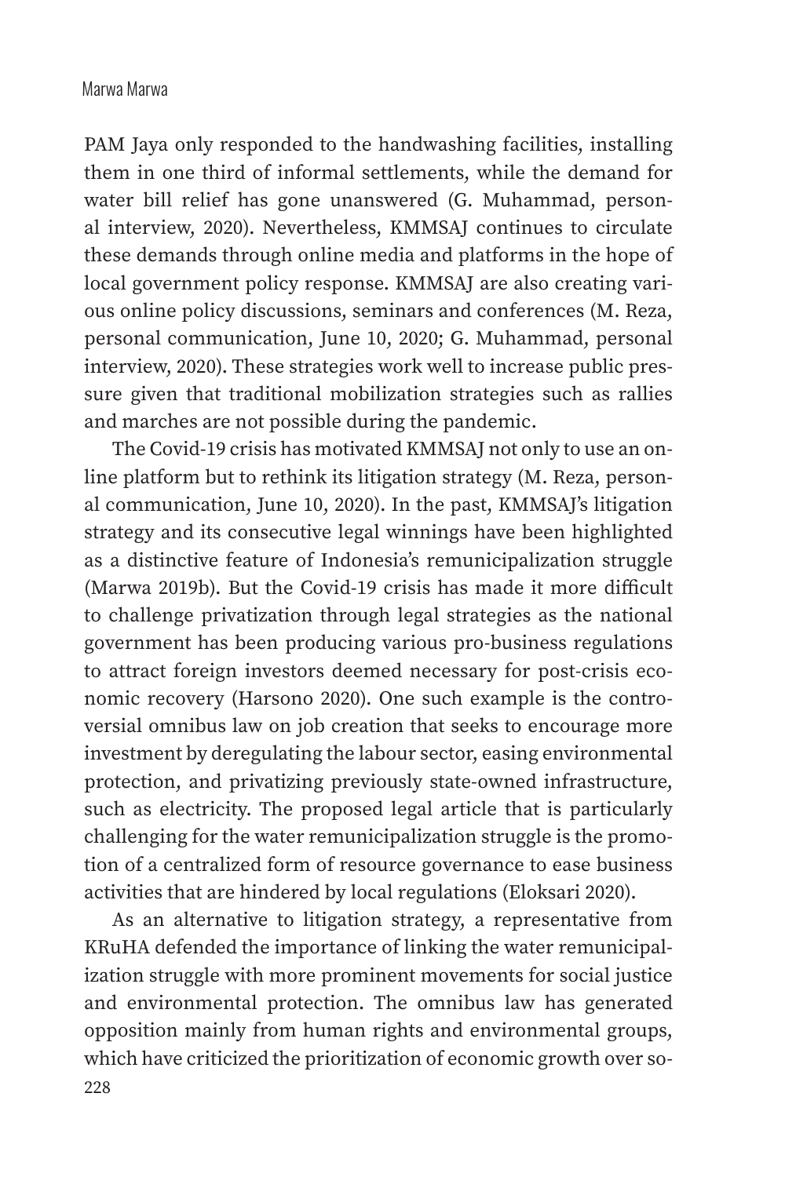PAM Jaya only responded to the handwashing facilities, installing them in one third of informal settlements, while the demand for water bill relief has gone unanswered (G. Muhammad, personal interview, 2020). Nevertheless, KMMSAJ continues to circulate these demands through online media and platforms in the hope of local government policy response. KMMSAJ are also creating various online policy discussions, seminars and conferences (M. Reza, personal communication, June 10, 2020; G. Muhammad, personal interview, 2020). These strategies work well to increase public pressure given that traditional mobilization strategies such as rallies and marches are not possible during the pandemic.

The Covid-19 crisis has motivated KMMSAJ not only to use an online platform but to rethink its litigation strategy (M. Reza, personal communication, June 10, 2020). In the past, KMMSAJ's litigation strategy and its consecutive legal winnings have been highlighted as a distinctive feature of Indonesia's remunicipalization struggle (Marwa 2019b). But the Covid-19 crisis has made it more difficult to challenge privatization through legal strategies as the national government has been producing various pro-business regulations to attract foreign investors deemed necessary for post-crisis economic recovery (Harsono 2020). One such example is the controversial omnibus law on job creation that seeks to encourage more investment by deregulating the labour sector, easing environmental protection, and privatizing previously state-owned infrastructure, such as electricity. The proposed legal article that is particularly challenging for the water remunicipalization struggle is the promotion of a centralized form of resource governance to ease business activities that are hindered by local regulations (Eloksari 2020).

As an alternative to litigation strategy, a representative from KRuHA defended the importance of linking the water remunicipalization struggle with more prominent movements for social justice and environmental protection. The omnibus law has generated opposition mainly from human rights and environmental groups, which have criticized the prioritization of economic growth over so-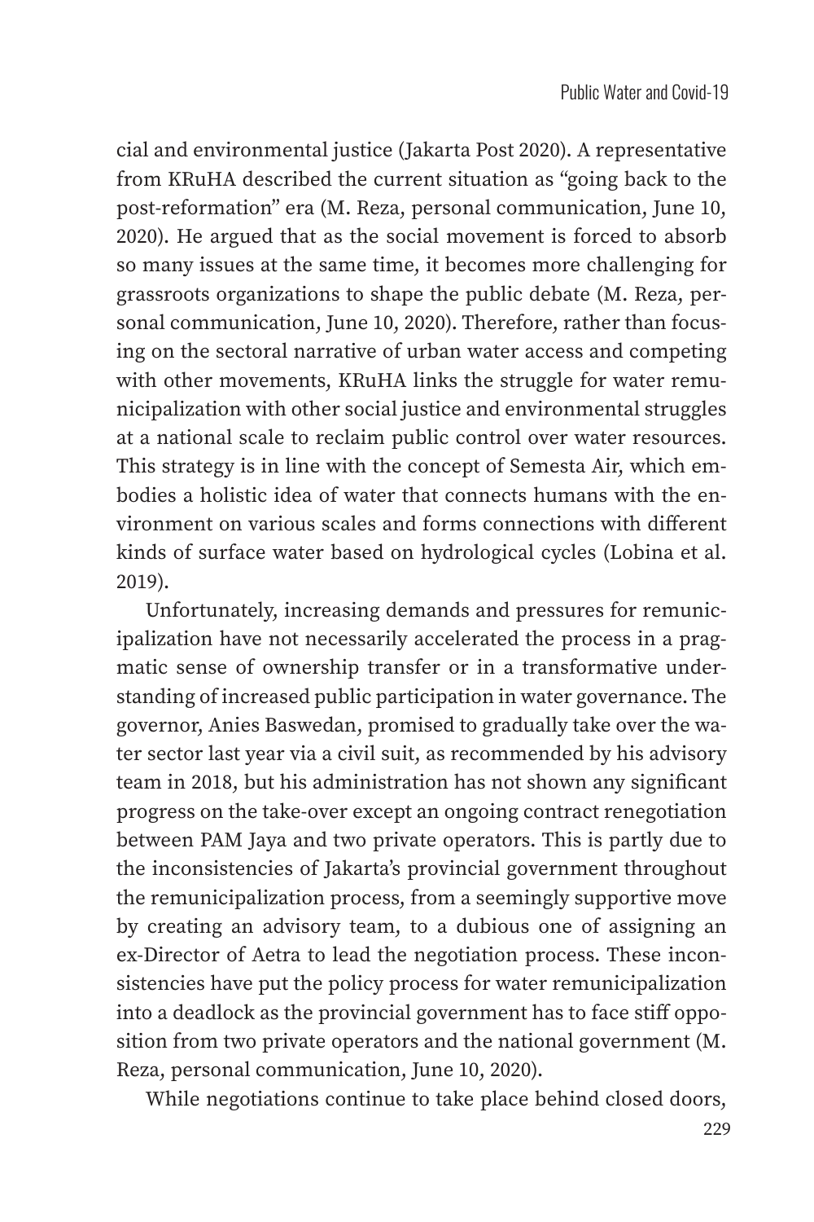cial and environmental justice (Jakarta Post 2020). A representative from KRuHA described the current situation as "going back to the post-reformation" era (M. Reza, personal communication, June 10, 2020). He argued that as the social movement is forced to absorb so many issues at the same time, it becomes more challenging for grassroots organizations to shape the public debate (M. Reza, personal communication, June 10, 2020). Therefore, rather than focusing on the sectoral narrative of urban water access and competing with other movements, KRuHA links the struggle for water remunicipalization with other social justice and environmental struggles at a national scale to reclaim public control over water resources. This strategy is in line with the concept of Semesta Air, which embodies a holistic idea of water that connects humans with the environment on various scales and forms connections with different kinds of surface water based on hydrological cycles (Lobina et al. 2019).

Unfortunately, increasing demands and pressures for remunicipalization have not necessarily accelerated the process in a pragmatic sense of ownership transfer or in a transformative understanding of increased public participation in water governance. The governor, Anies Baswedan, promised to gradually take over the water sector last year via a civil suit, as recommended by his advisory team in 2018, but his administration has not shown any significant progress on the take-over except an ongoing contract renegotiation between PAM Jaya and two private operators. This is partly due to the inconsistencies of Jakarta's provincial government throughout the remunicipalization process, from a seemingly supportive move by creating an advisory team, to a dubious one of assigning an ex-Director of Aetra to lead the negotiation process. These inconsistencies have put the policy process for water remunicipalization into a deadlock as the provincial government has to face stiff opposition from two private operators and the national government (M. Reza, personal communication, June 10, 2020).

While negotiations continue to take place behind closed doors,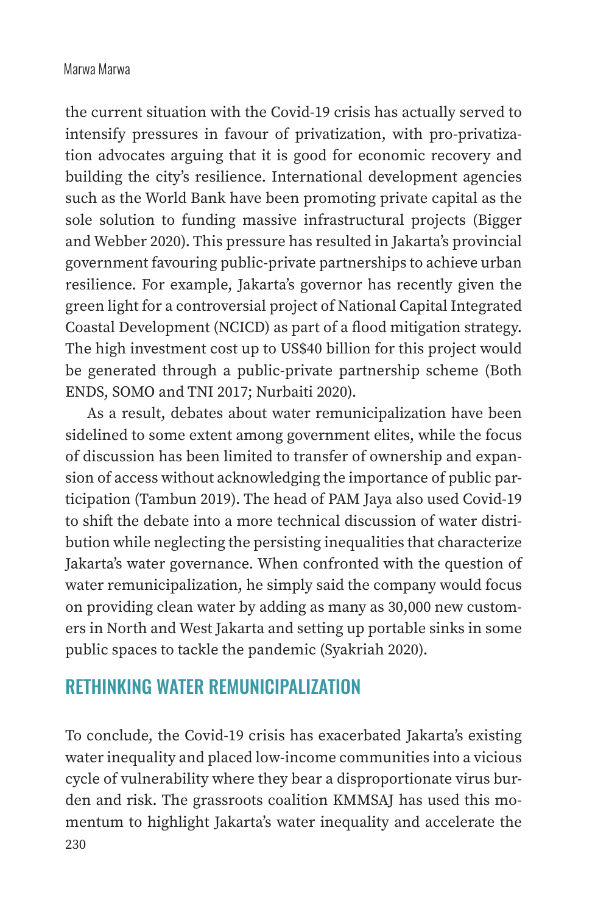the current situation with the Covid-19 crisis has actually served to intensify pressures in favour of privatization, with pro-privatization advocates arguing that it is good for economic recovery and building the city's resilience. International development agencies such as the World Bank have been promoting private capital as the sole solution to funding massive infrastructural projects (Bigger and Webber 2020). This pressure has resulted in Jakarta's provincial government favouring public-private partnerships to achieve urban resilience. For example, Jakarta's governor has recently given the green light for a controversial project of National Capital Integrated Coastal Development (NCICD) as part of a flood mitigation strategy. The high investment cost up to US$40 billion for this project would be generated through a public-private partnership scheme (Both ENDS, SOMO and TNI 2017; Nurbaiti 2020).

As a result, debates about water remunicipalization have been sidelined to some extent among government elites, while the focus of discussion has been limited to transfer of ownership and expansion of access without acknowledging the importance of public participation (Tambun 2019). The head of PAM Jaya also used Covid-19 to shift the debate into a more technical discussion of water distribution while neglecting the persisting inequalities that characterize Jakarta's water governance. When confronted with the question of water remunicipalization, he simply said the company would focus on providing clean water by adding as many as 30,000 new customers in North and West Jakarta and setting up portable sinks in some public spaces to tackle the pandemic (Syakriah 2020).

## RETHINKING WATER REMUNICIPALIZATION

To conclude, the Covid-19 crisis has exacerbated Jakarta's existing water inequality and placed low-income communities into a vicious cycle of vulnerability where they bear a disproportionate virus burden and risk. The grassroots coalition KMMSAJ has used this momentum to highlight Jakarta's water inequality and accelerate the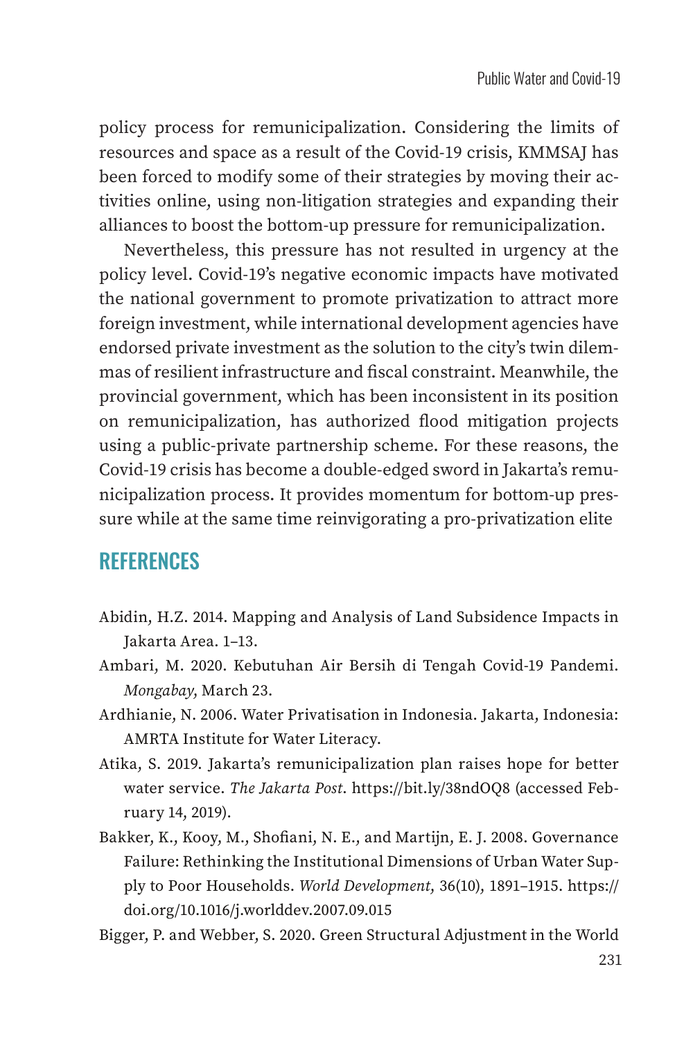policy process for remunicipalization. Considering the limits of resources and space as a result of the Covid-19 crisis, KMMSAJ has been forced to modify some of their strategies by moving their activities online, using non-litigation strategies and expanding their alliances to boost the bottom-up pressure for remunicipalization.

Nevertheless, this pressure has not resulted in urgency at the policy level. Covid-19's negative economic impacts have motivated the national government to promote privatization to attract more foreign investment, while international development agencies have endorsed private investment as the solution to the city's twin dilemmas of resilient infrastructure and fiscal constraint. Meanwhile, the provincial government, which has been inconsistent in its position on remunicipalization, has authorized flood mitigation projects using a public-private partnership scheme. For these reasons, the Covid-19 crisis has become a double-edged sword in Jakarta's remunicipalization process. It provides momentum for bottom-up pressure while at the same time reinvigorating a pro-privatization elite

## REFERENCES

Abidin, H.Z. 2014. Mapping and Analysis of Land Subsidence Impacts in Jakarta Area. 1–13.

Ambari, M. 2020. Kebutuhan Air Bersih di Tengah Covid-19 Pandemi. *Mongabay*, March 23.

Ardhianie, N. 2006. Water Privatisation in Indonesia. Jakarta, Indonesia: AMRTA Institute for Water Literacy.

Atika, S. 2019. Jakarta's remunicipalization plan raises hope for better water service. *The Jakarta Post*. https://bit.ly/38ndOQ8 (accessed February 14, 2019).

Bakker, K., Kooy, M., Shofiani, N. E., and Martijn, E. J. 2008. Governance Failure: Rethinking the Institutional Dimensions of Urban Water Supply to Poor Households. *World Development*, 36(10), 1891–1915. https://doi.org/10.1016/j.worlddev.2007.09.015

Bigger, P. and Webber, S. 2020. Green Structural Adjustment in the World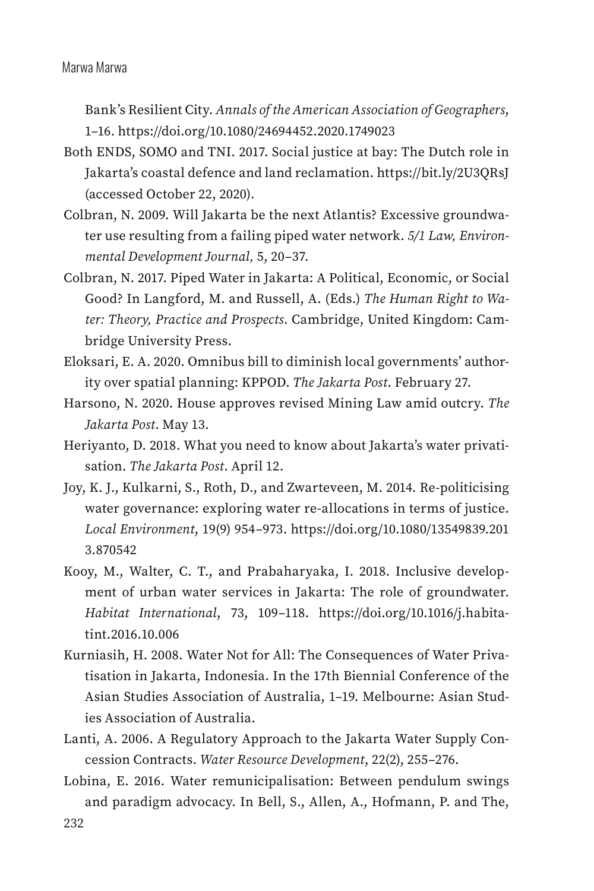Bank's Resilient City. *Annals of the American Association of Geographers,* 1–16. https://doi.org/10.1080/24694452.2020.1749023

Both ENDS, SOMO and TNI. 2017. Social justice at bay: The Dutch role in Jakarta's coastal defence and land reclamation. https://bit.ly/2U3QRsJ (accessed October 22, 2020).

Colbran, N. 2009. Will Jakarta be the next Atlantis? Excessive groundwater use resulting from a failing piped water network. *5/1 Law, Environmental Development Journal,* 5, 20–37.

Colbran, N. 2017. Piped Water in Jakarta: A Political, Economic, or Social Good? In Langford, M. and Russell, A. (Eds.) *The Human Right to Water: Theory, Practice and Prospects*. Cambridge, United Kingdom: Cambridge University Press.

Eloksari, E. A. 2020. Omnibus bill to diminish local governments' authority over spatial planning: KPPOD. *The Jakarta Post*. February 27.

Harsono, N. 2020. House approves revised Mining Law amid outcry. *The Jakarta Post*. May 13.

Heriyanto, D. 2018. What you need to know about Jakarta's water privatisation. *The Jakarta Post*. April 12.

Joy, K. J., Kulkarni, S., Roth, D., and Zwarteveen, M. 2014. Re-politicising water governance: exploring water re-allocations in terms of justice. *Local Environment,* 19(9) 954–973. https://doi.org/10.1080/13549839.2013.870542

Kooy, M., Walter, C. T., and Prabaharyaka, I. 2018. Inclusive development of urban water services in Jakarta: The role of groundwater. *Habitat International,* 73, 109–118. https://doi.org/10.1016/j.habitatint.2016.10.006

Kurniasih, H. 2008. Water Not for All: The Consequences of Water Privatisation in Jakarta, Indonesia. In the 17th Biennial Conference of the Asian Studies Association of Australia, 1–19. Melbourne: Asian Studies Association of Australia.

Lanti, A. 2006. A Regulatory Approach to the Jakarta Water Supply Concession Contracts. *Water Resource Development*, 22(2), 255–276.

Lobina, E. 2016. Water remunicipalisation: Between pendulum swings and paradigm advocacy. In Bell, S., Allen, A., Hofmann, P. and The,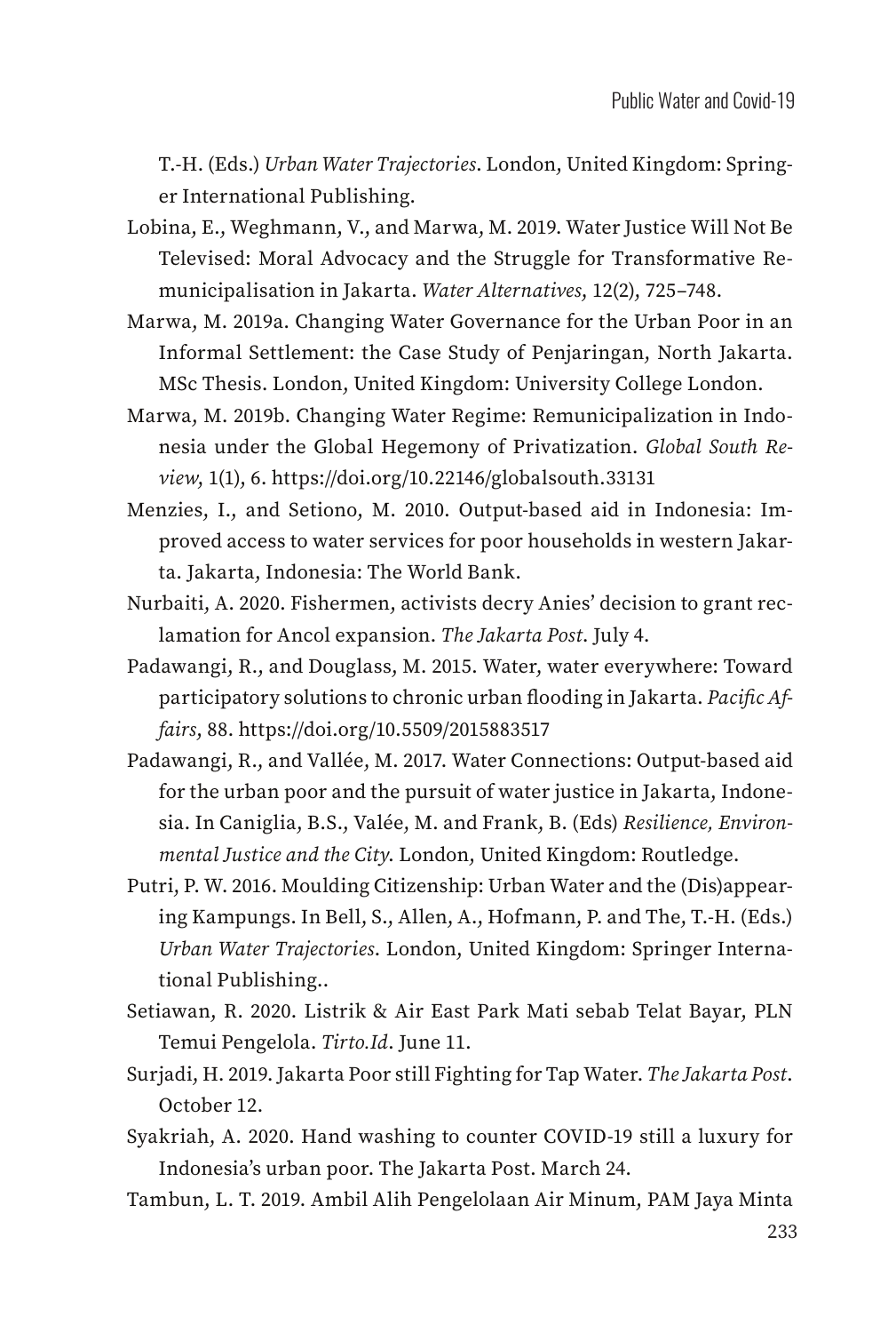T.-H. (Eds.) *Urban Water Trajectories*. London, United Kingdom: Springer International Publishing.

Lobina, E., Weghmann, V., and Marwa, M. 2019. Water Justice Will Not Be Televised: Moral Advocacy and the Struggle for Transformative Remunicipalisation in Jakarta. *Water Alternatives*, 12(2), 725–748.

Marwa, M. 2019a. Changing Water Governance for the Urban Poor in an Informal Settlement: the Case Study of Penjaringan, North Jakarta. MSc Thesis. London, United Kingdom: University College London.

Marwa, M. 2019b. Changing Water Regime: Remunicipalization in Indonesia under the Global Hegemony of Privatization. *Global South Review*, 1(1), 6. https://doi.org/10.22146/globalsouth.33131

Menzies, I., and Setiono, M. 2010. Output-based aid in Indonesia: Improved access to water services for poor households in western Jakarta. Jakarta, Indonesia: The World Bank.

Nurbaiti, A. 2020. Fishermen, activists decry Anies' decision to grant reclamation for Ancol expansion. *The Jakarta Post*. July 4.

Padawangi, R., and Douglass, M. 2015. Water, water everywhere: Toward participatory solutions to chronic urban flooding in Jakarta. *Pacific Affairs*, 88. https://doi.org/10.5509/2015883517

Padawangi, R., and Vallée, M. 2017. Water Connections: Output-based aid for the urban poor and the pursuit of water justice in Jakarta, Indonesia. In Caniglia, B.S., Valée, M. and Frank, B. (Eds) *Resilience, Environmental Justice and the City*. London, United Kingdom: Routledge.

Putri, P. W. 2016. Moulding Citizenship: Urban Water and the (Dis)appearing Kampungs. In Bell, S., Allen, A., Hofmann, P. and The, T.-H. (Eds.) *Urban Water Trajectories*. London, United Kingdom: Springer International Publishing..

Setiawan, R. 2020. Listrik & Air East Park Mati sebab Telat Bayar, PLN Temui Pengelola. *Tirto.Id*. June 11.

Surjadi, H. 2019. Jakarta Poor still Fighting for Tap Water. *The Jakarta Post*. October 12.

Syakriah, A. 2020. Hand washing to counter COVID-19 still a luxury for Indonesia's urban poor. The Jakarta Post. March 24.

Tambun, L. T. 2019. Ambil Alih Pengelolaan Air Minum, PAM Jaya Minta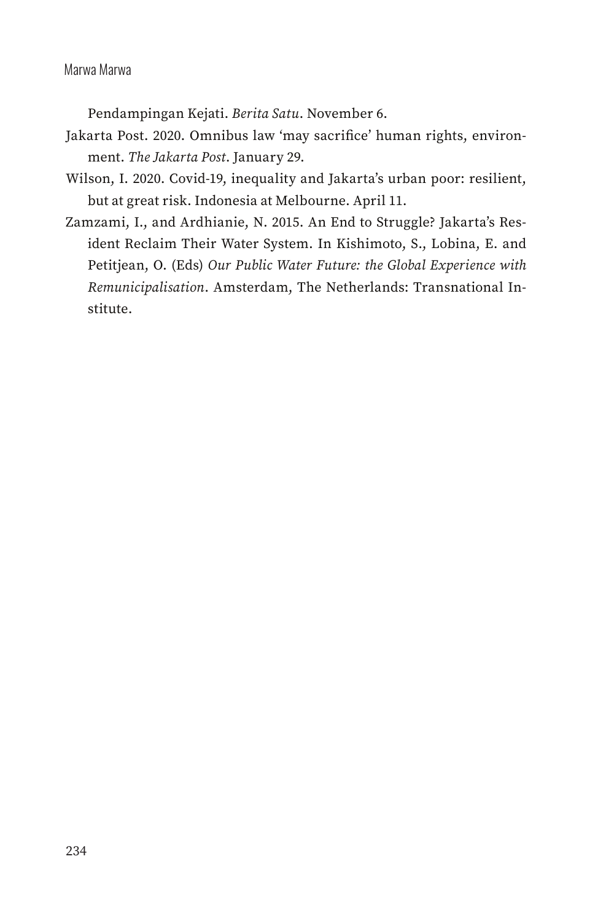Pendampingan Kejati. *Berita Satu*. November 6.

Jakarta Post. 2020. Omnibus law 'may sacrifice' human rights, environment. *The Jakarta Post*. January 29.

Wilson, I. 2020. Covid-19, inequality and Jakarta's urban poor: resilient, but at great risk. Indonesia at Melbourne. April 11.

Zamzami, I., and Ardhianie, N. 2015. An End to Struggle? Jakarta's Resident Reclaim Their Water System. In Kishimoto, S., Lobina, E. and Petitjean, O. (Eds) *Our Public Water Future: the Global Experience with Remunicipalisation*. Amsterdam, The Netherlands: Transnational Institute.